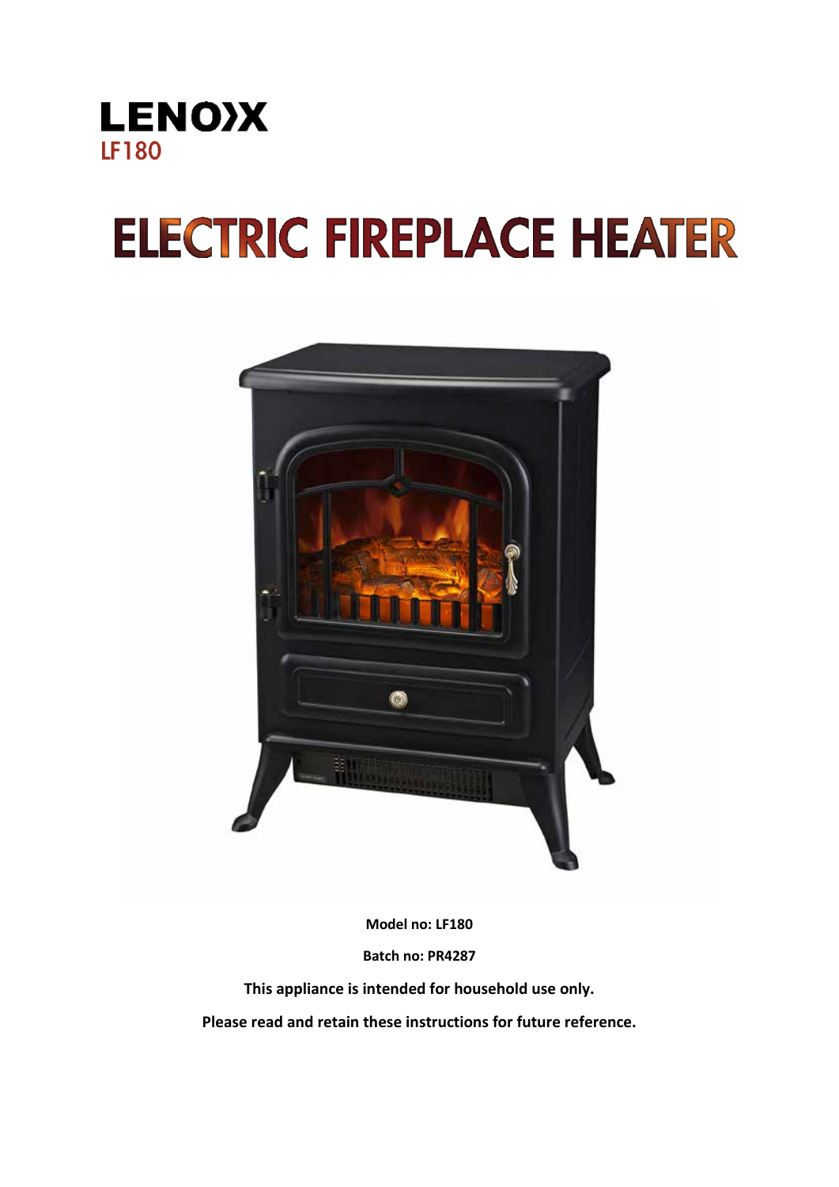LENOXX

LF180

# ELECTRIC FIREPLACE HEATER

**Model no: LF180**

**Batch no: PR4287**

**This appliance is intended for household use only.**

**Please read and retain these instructions for future reference.**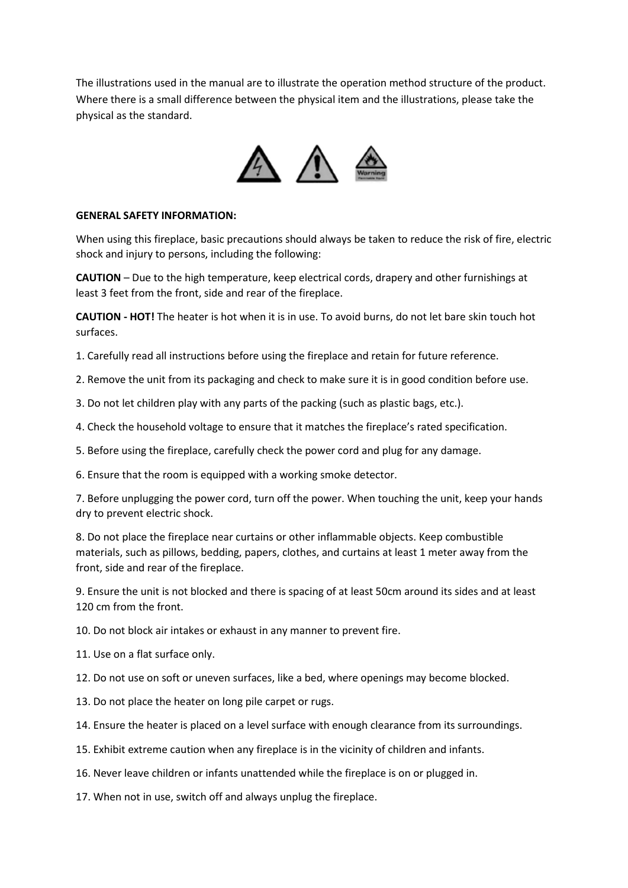The illustrations used in the manual are to illustrate the operation method structure of the product. Where there is a small difference between the physical item and the illustrations, please take the physical as the standard.

**GENERAL SAFETY INFORMATION:**

When using this fireplace, basic precautions should always be taken to reduce the risk of fire, electric shock and injury to persons, including the following:

**CAUTION** – Due to the high temperature, keep electrical cords, drapery and other furnishings at least 3 feet from the front, side and rear of the fireplace.

**CAUTION - HOT!** The heater is hot when it is in use. To avoid burns, do not let bare skin touch hot surfaces.

1. Carefully read all instructions before using the fireplace and retain for future reference.
2. Remove the unit from its packaging and check to make sure it is in good condition before use.
3. Do not let children play with any parts of the packing (such as plastic bags, etc.).
4. Check the household voltage to ensure that it matches the fireplace's rated specification.
5. Before using the fireplace, carefully check the power cord and plug for any damage.
6. Ensure that the room is equipped with a working smoke detector.
7. Before unplugging the power cord, turn off the power. When touching the unit, keep your hands dry to prevent electric shock.
8. Do not place the fireplace near curtains or other inflammable objects. Keep combustible materials, such as pillows, bedding, papers, clothes, and curtains at least 1 meter away from the front, side and rear of the fireplace.
9. Ensure the unit is not blocked and there is spacing of at least 50cm around its sides and at least 120 cm from the front.
10. Do not block air intakes or exhaust in any manner to prevent fire.
11. Use on a flat surface only.
12. Do not use on soft or uneven surfaces, like a bed, where openings may become blocked.
13. Do not place the heater on long pile carpet or rugs.
14. Ensure the heater is placed on a level surface with enough clearance from its surroundings.
15. Exhibit extreme caution when any fireplace is in the vicinity of children and infants.
16. Never leave children or infants unattended while the fireplace is on or plugged in.
17. When not in use, switch off and always unplug the fireplace.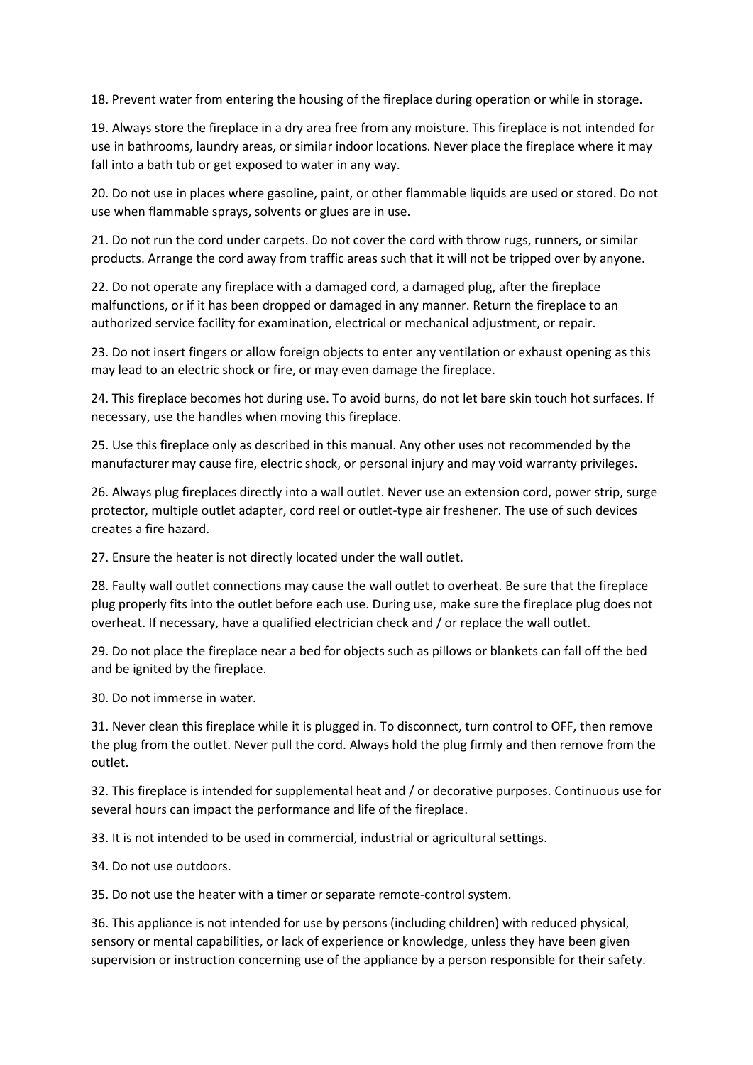18. Prevent water from entering the housing of the fireplace during operation or while in storage.

19. Always store the fireplace in a dry area free from any moisture. This fireplace is not intended for use in bathrooms, laundry areas, or similar indoor locations. Never place the fireplace where it may fall into a bath tub or get exposed to water in any way.

20. Do not use in places where gasoline, paint, or other flammable liquids are used or stored. Do not use when flammable sprays, solvents or glues are in use.

21. Do not run the cord under carpets. Do not cover the cord with throw rugs, runners, or similar products. Arrange the cord away from traffic areas such that it will not be tripped over by anyone.

22. Do not operate any fireplace with a damaged cord, a damaged plug, after the fireplace malfunctions, or if it has been dropped or damaged in any manner. Return the fireplace to an authorized service facility for examination, electrical or mechanical adjustment, or repair.

23. Do not insert fingers or allow foreign objects to enter any ventilation or exhaust opening as this may lead to an electric shock or fire, or may even damage the fireplace.

24. This fireplace becomes hot during use. To avoid burns, do not let bare skin touch hot surfaces. If necessary, use the handles when moving this fireplace.

25. Use this fireplace only as described in this manual. Any other uses not recommended by the manufacturer may cause fire, electric shock, or personal injury and may void warranty privileges.

26. Always plug fireplaces directly into a wall outlet. Never use an extension cord, power strip, surge protector, multiple outlet adapter, cord reel or outlet-type air freshener. The use of such devices creates a fire hazard.

27. Ensure the heater is not directly located under the wall outlet.

28. Faulty wall outlet connections may cause the wall outlet to overheat. Be sure that the fireplace plug properly fits into the outlet before each use. During use, make sure the fireplace plug does not overheat. If necessary, have a qualified electrician check and / or replace the wall outlet.

29. Do not place the fireplace near a bed for objects such as pillows or blankets can fall off the bed and be ignited by the fireplace.

30. Do not immerse in water.

31. Never clean this fireplace while it is plugged in. To disconnect, turn control to OFF, then remove the plug from the outlet. Never pull the cord. Always hold the plug firmly and then remove from the outlet.

32. This fireplace is intended for supplemental heat and / or decorative purposes. Continuous use for several hours can impact the performance and life of the fireplace.

33. It is not intended to be used in commercial, industrial or agricultural settings.

34. Do not use outdoors.

35. Do not use the heater with a timer or separate remote-control system.

36. This appliance is not intended for use by persons (including children) with reduced physical, sensory or mental capabilities, or lack of experience or knowledge, unless they have been given supervision or instruction concerning use of the appliance by a person responsible for their safety.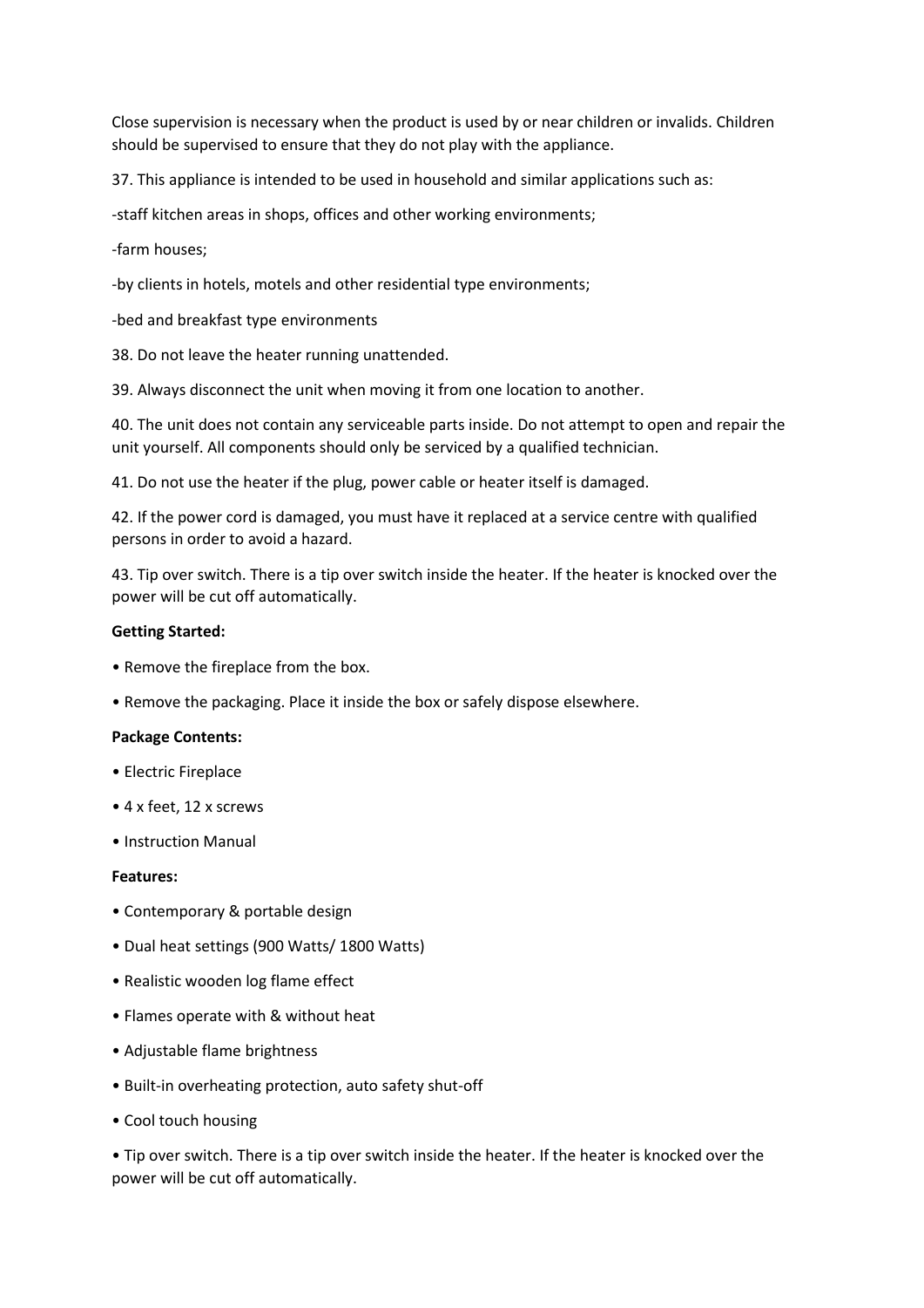Close supervision is necessary when the product is used by or near children or invalids. Children should be supervised to ensure that they do not play with the appliance.

37. This appliance is intended to be used in household and similar applications such as:

-staff kitchen areas in shops, offices and other working environments;

-farm houses;

-by clients in hotels, motels and other residential type environments;

-bed and breakfast type environments

38. Do not leave the heater running unattended.

39. Always disconnect the unit when moving it from one location to another.

40. The unit does not contain any serviceable parts inside. Do not attempt to open and repair the unit yourself. All components should only be serviced by a qualified technician.

41. Do not use the heater if the plug, power cable or heater itself is damaged.

42. If the power cord is damaged, you must have it replaced at a service centre with qualified persons in order to avoid a hazard.

43. Tip over switch. There is a tip over switch inside the heater. If the heater is knocked over the power will be cut off automatically.

**Getting Started:**

- Remove the fireplace from the box.
- Remove the packaging. Place it inside the box or safely dispose elsewhere.

**Package Contents:**

- Electric Fireplace
- 4 x feet, 12 x screws
- Instruction Manual

**Features:**

- Contemporary & portable design
- Dual heat settings (900 Watts/ 1800 Watts)
- Realistic wooden log flame effect
- Flames operate with & without heat
- Adjustable flame brightness
- Built-in overheating protection, auto safety shut-off
- Cool touch housing
- Tip over switch. There is a tip over switch inside the heater. If the heater is knocked over the power will be cut off automatically.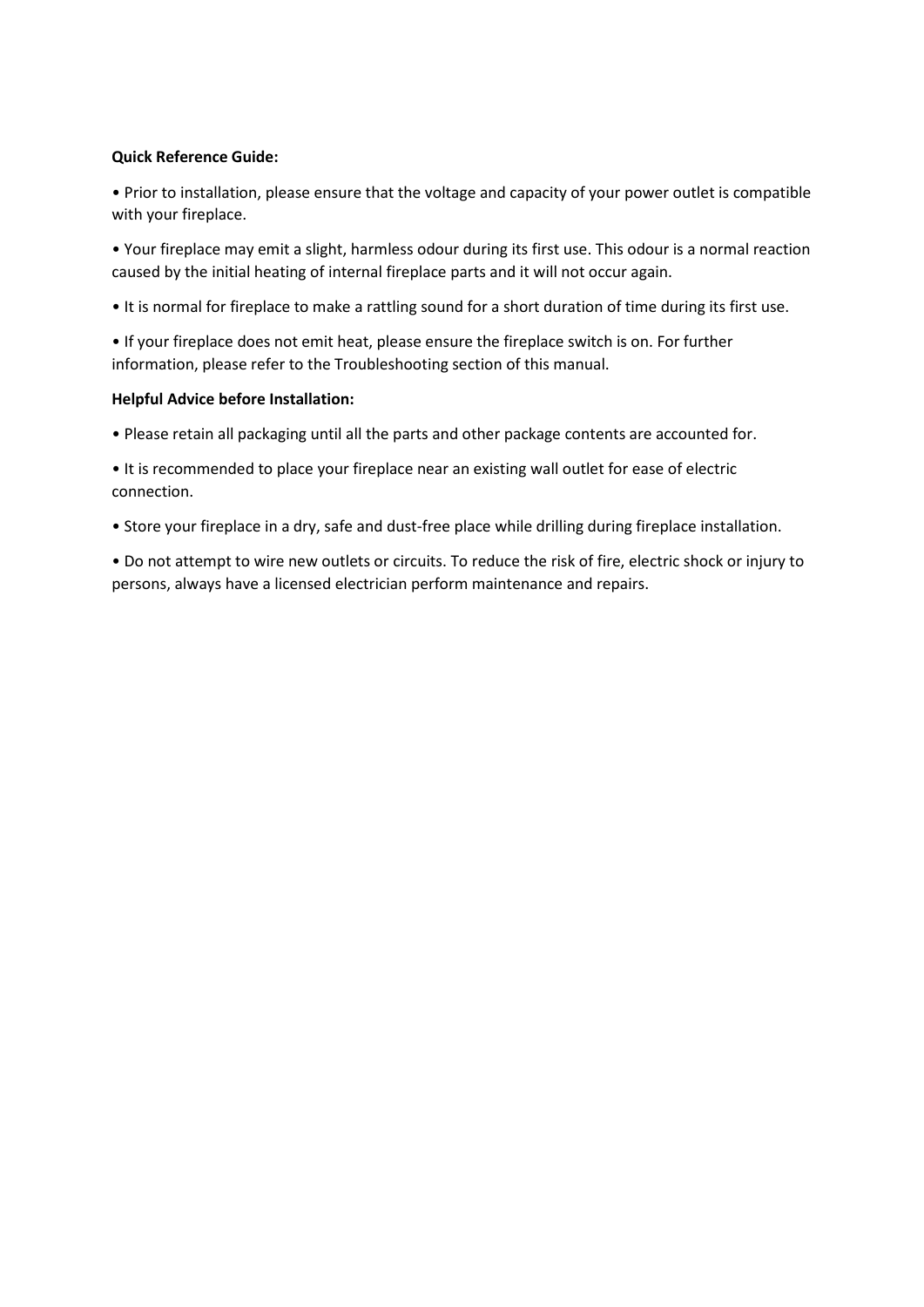**Quick Reference Guide:**

• Prior to installation, please ensure that the voltage and capacity of your power outlet is compatible with your fireplace.

• Your fireplace may emit a slight, harmless odour during its first use. This odour is a normal reaction caused by the initial heating of internal fireplace parts and it will not occur again.

• It is normal for fireplace to make a rattling sound for a short duration of time during its first use.

• If your fireplace does not emit heat, please ensure the fireplace switch is on. For further information, please refer to the Troubleshooting section of this manual.

**Helpful Advice before Installation:**

• Please retain all packaging until all the parts and other package contents are accounted for.

• It is recommended to place your fireplace near an existing wall outlet for ease of electric connection.

• Store your fireplace in a dry, safe and dust-free place while drilling during fireplace installation.

• Do not attempt to wire new outlets or circuits. To reduce the risk of fire, electric shock or injury to persons, always have a licensed electrician perform maintenance and repairs.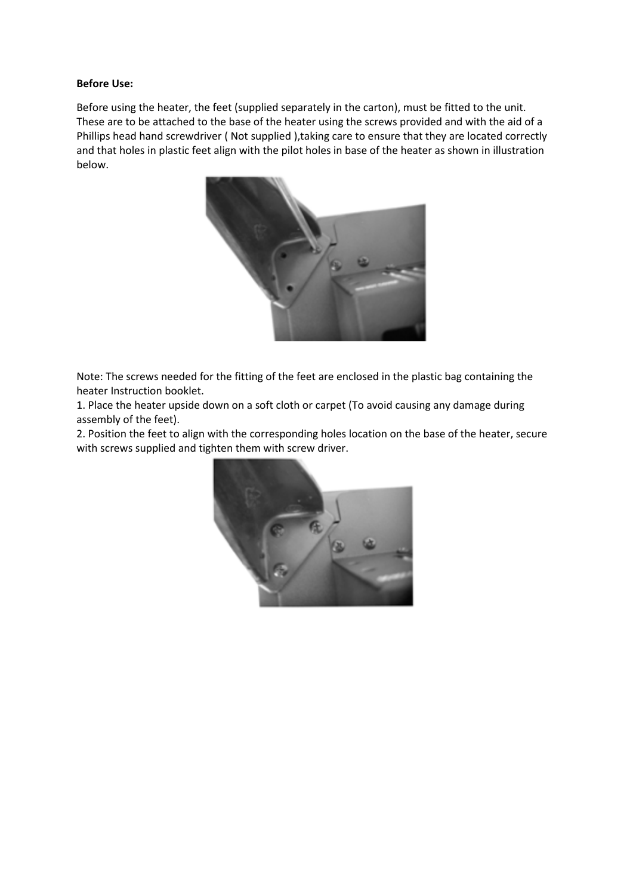**Before Use:**

Before using the heater, the feet (supplied separately in the carton), must be fitted to the unit. These are to be attached to the base of the heater using the screws provided and with the aid of a Phillips head hand screwdriver ( Not supplied ),taking care to ensure that they are located correctly and that holes in plastic feet align with the pilot holes in base of the heater as shown in illustration below.

Note: The screws needed for the fitting of the feet are enclosed in the plastic bag containing the heater Instruction booklet.

1. Place the heater upside down on a soft cloth or carpet (To avoid causing any damage during assembly of the feet).
2. Position the feet to align with the corresponding holes location on the base of the heater, secure with screws supplied and tighten them with screw driver.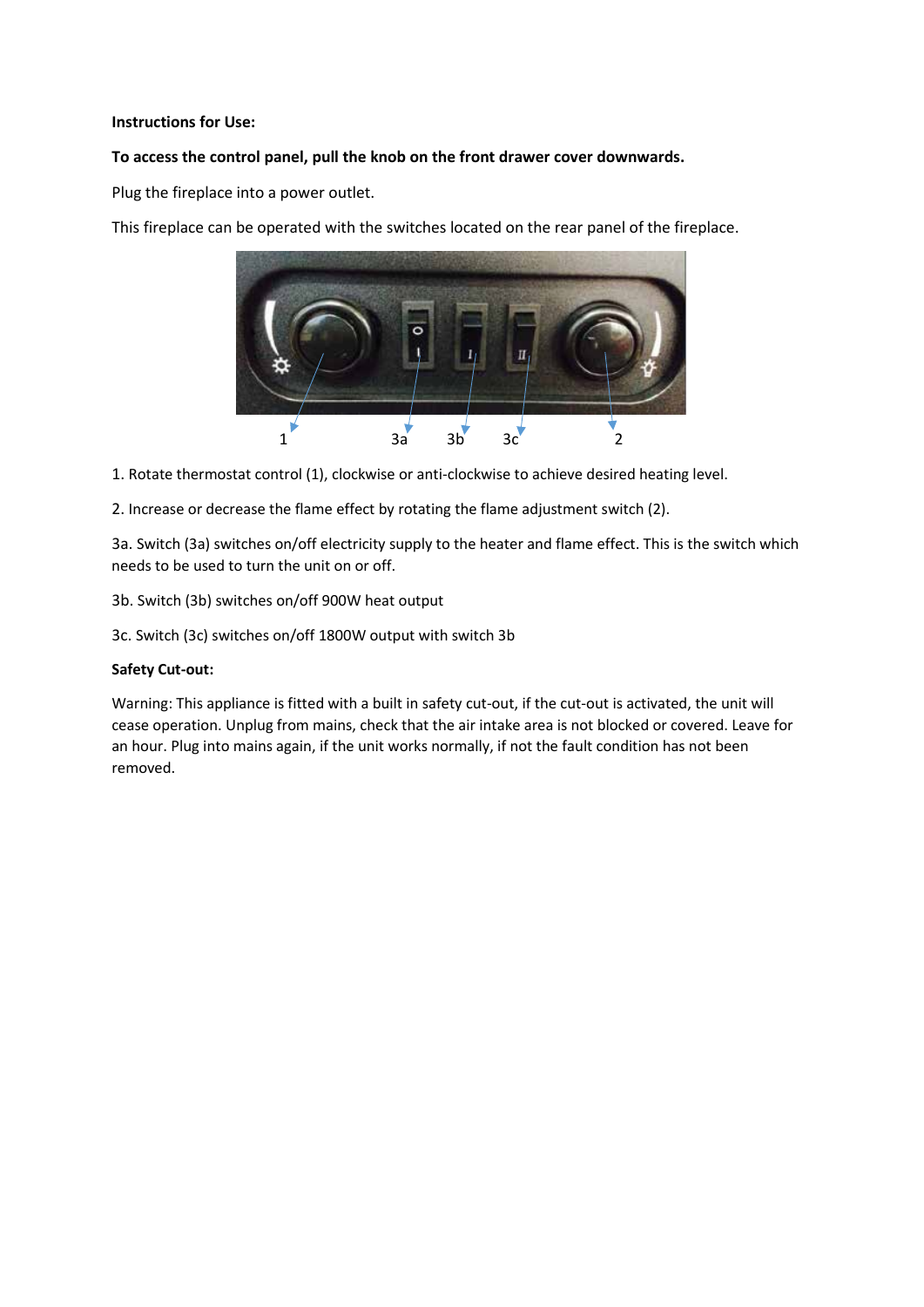**Instructions for Use:**

**To access the control panel, pull the knob on the front drawer cover downwards.**

Plug the fireplace into a power outlet.

This fireplace can be operated with the switches located on the rear panel of the fireplace.

1 3a 3b 3c 2

1. Rotate thermostat control (1), clockwise or anti-clockwise to achieve desired heating level.

2. Increase or decrease the flame effect by rotating the flame adjustment switch (2).

3a. Switch (3a) switches on/off electricity supply to the heater and flame effect. This is the switch which needs to be used to turn the unit on or off.

3b. Switch (3b) switches on/off 900W heat output

3c. Switch (3c) switches on/off 1800W output with switch 3b

**Safety Cut-out:**

Warning: This appliance is fitted with a built in safety cut-out, if the cut-out is activated, the unit will cease operation. Unplug from mains, check that the air intake area is not blocked or covered. Leave for an hour. Plug into mains again, if the unit works normally, if not the fault condition has not been removed.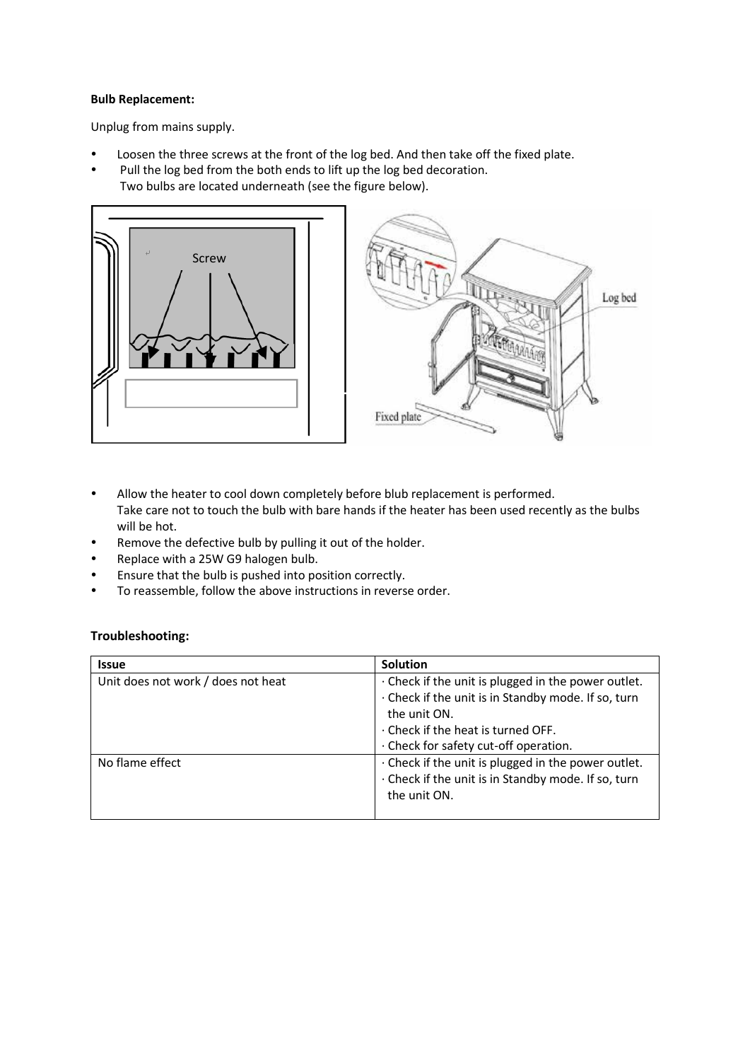**Bulb Replacement:**

Unplug from mains supply.

- Loosen the three screws at the front of the log bed. And then take off the fixed plate.
- Pull the log bed from the both ends to lift up the log bed decoration.
  Two bulbs are located underneath (see the figure below).

- Allow the heater to cool down completely before blub replacement is performed.
  Take care not to touch the bulb with bare hands if the heater has been used recently as the bulbs will be hot.
- Remove the defective bulb by pulling it out of the holder.
- Replace with a 25W G9 halogen bulb.
- Ensure that the bulb is pushed into position correctly.
- To reassemble, follow the above instructions in reverse order.

**Troubleshooting:**

| Issue | Solution |
| --- | --- |
| Unit does not work / does not heat | · Check if the unit is plugged in the power outlet.<br>· Check if the unit is in Standby mode. If so, turn the unit ON.<br>· Check if the heat is turned OFF.<br>· Check for safety cut-off operation. |
| No flame effect | · Check if the unit is plugged in the power outlet.<br>· Check if the unit is in Standby mode. If so, turn the unit ON. |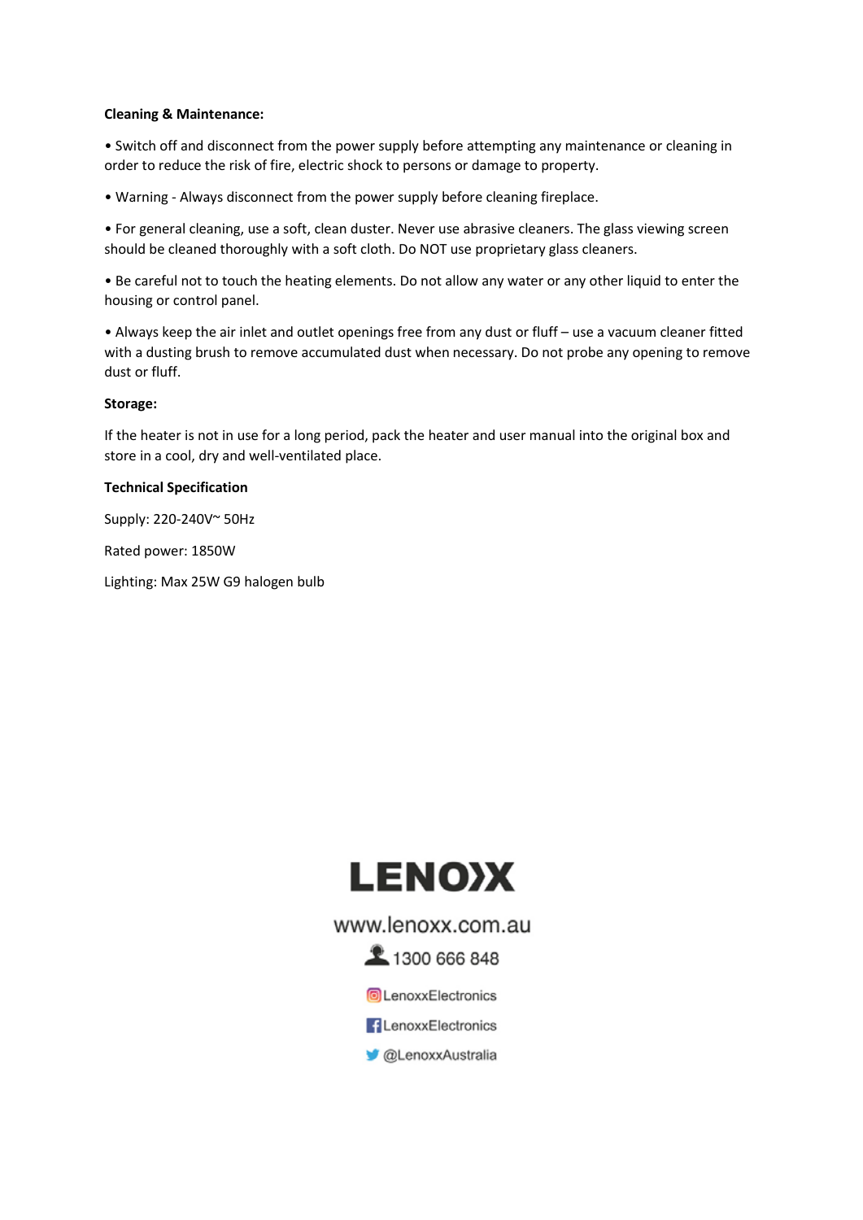**Cleaning & Maintenance:**

• Switch off and disconnect from the power supply before attempting any maintenance or cleaning in order to reduce the risk of fire, electric shock to persons or damage to property.

• Warning - Always disconnect from the power supply before cleaning fireplace.

• For general cleaning, use a soft, clean duster. Never use abrasive cleaners. The glass viewing screen should be cleaned thoroughly with a soft cloth. Do NOT use proprietary glass cleaners.

• Be careful not to touch the heating elements. Do not allow any water or any other liquid to enter the housing or control panel.

• Always keep the air inlet and outlet openings free from any dust or fluff – use a vacuum cleaner fitted with a dusting brush to remove accumulated dust when necessary. Do not probe any opening to remove dust or fluff.

**Storage:**

If the heater is not in use for a long period, pack the heater and user manual into the original box and store in a cool, dry and well-ventilated place.

**Technical Specification**

Supply: 220-240V~ 50Hz

Rated power: 1850W

Lighting: Max 25W G9 halogen bulb

LENOXX

www.lenoxx.com.au

1300 666 848

LenoxxElectronics

LenoxxElectronics

@LenoxxAustralia